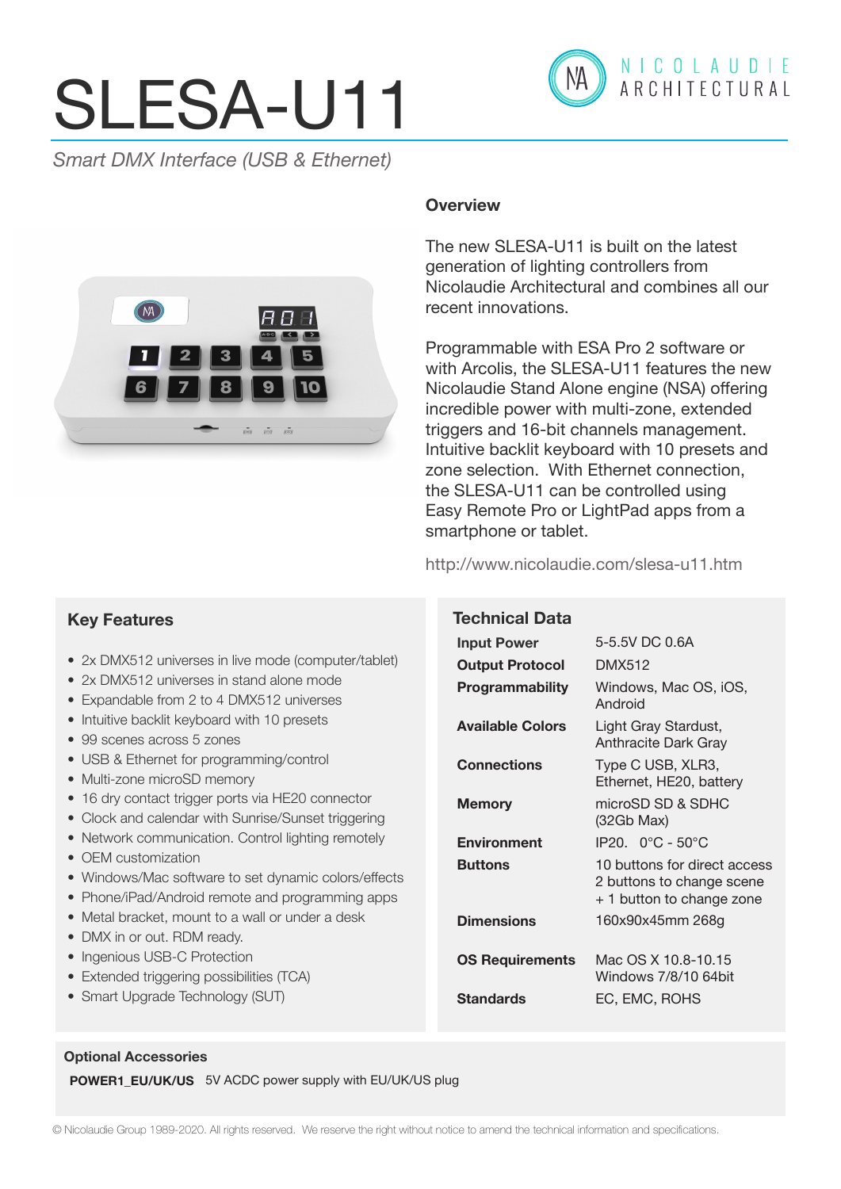# SLESA-U11

*Smart DMX Interface (USB & Ethernet)*

NICOLAUDIE ARCHITECTURAL

## Overview

The new SLESA-U11 is built on the latest generation of lighting controllers from Nicolaudie Architectural and combines all our recent innovations.

Programmable with ESA Pro 2 software or with Arcolis, the SLESA-U11 features the new Nicolaudie Stand Alone engine (NSA) offering incredible power with multi-zone, extended triggers and 16-bit channels management. Intuitive backlit keyboard with 10 presets and zone selection. With Ethernet connection, the SLESA-U11 can be controlled using Easy Remote Pro or LightPad apps from a smartphone or tablet.

http://www.nicolaudie.com/slesa-u11.htm

## Key Features

- 2x DMX512 universes in live mode (computer/tablet)
- 2x DMX512 universes in stand alone mode
- Expandable from 2 to 4 DMX512 universes
- Intuitive backlit keyboard with 10 presets
- 99 scenes across 5 zones
- USB & Ethernet for programming/control
- Multi-zone microSD memory
- 16 dry contact trigger ports via HE20 connector
- Clock and calendar with Sunrise/Sunset triggering
- Network communication. Control lighting remotely
- OEM customization
- Windows/Mac software to set dynamic colors/effects
- Phone/iPad/Android remote and programming apps
- Metal bracket, mount to a wall or under a desk
- DMX in or out. RDM ready.
- Ingenious USB-C Protection
- Extended triggering possibilities (TCA)
- Smart Upgrade Technology (SUT)

## Technical Data

| | |
|---|---|
| **Input Power** | 5-5.5V DC 0.6A |
| **Output Protocol** | DMX512 |
| **Programmability** | Windows, Mac OS, iOS, Android |
| **Available Colors** | Light Gray Stardust, Anthracite Dark Gray |
| **Connections** | Type C USB, XLR3, Ethernet, HE20, battery |
| **Memory** | microSD SD & SDHC (32Gb Max) |
| **Environment** | IP20. 0°C - 50°C |
| **Buttons** | 10 buttons for direct access 2 buttons to change scene + 1 button to change zone |
| **Dimensions** | 160x90x45mm 268g |
| **OS Requirements** | Mac OS X 10.8-10.15 Windows 7/8/10 64bit |
| **Standards** | EC, EMC, ROHS |

### Optional Accessories

**POWER1_EU/UK/US** 5V ACDC power supply with EU/UK/US plug

© Nicolaudie Group 1989-2020. All rights reserved. We reserve the right without notice to amend the technical information and specifications.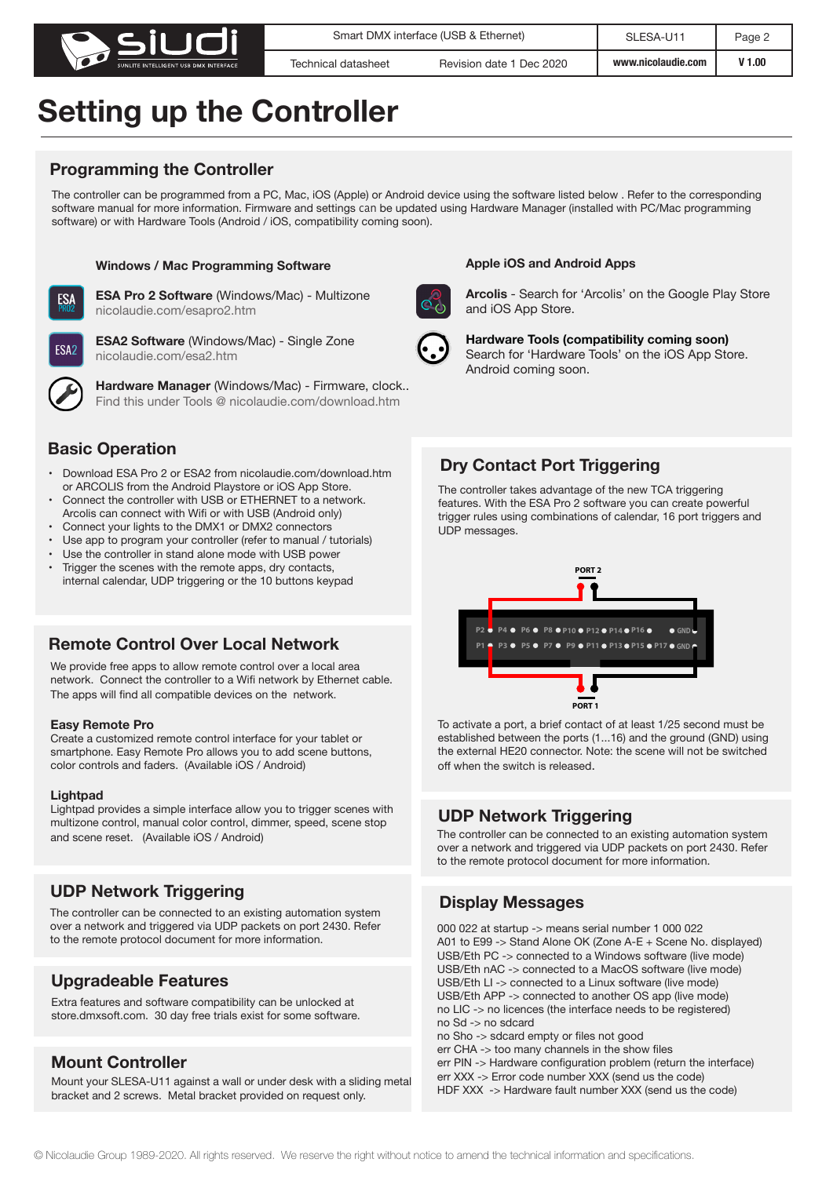# Setting up the Controller

## Programming the Controller

The controller can be programmed from a PC, Mac, iOS (Apple) or Android device using the software listed below . Refer to the corresponding software manual for more information. Firmware and settings can be updated using Hardware Manager (installed with PC/Mac programming software) or with Hardware Tools (Android / iOS, compatibility coming soon).

### Windows / Mac Programming Software

**ESA Pro 2 Software** (Windows/Mac) - Multizone
nicolaudie.com/esapro2.htm

**ESA2 Software** (Windows/Mac) - Single Zone
nicolaudie.com/esa2.htm

**Hardware Manager** (Windows/Mac) - Firmware, clock..
Find this under Tools @ nicolaudie.com/download.htm

### Apple iOS and Android Apps

**Arcolis** - Search for 'Arcolis' on the Google Play Store and iOS App Store.

**Hardware Tools (compatibility coming soon)**
Search for 'Hardware Tools' on the iOS App Store. Android coming soon.

## Basic Operation

- Download ESA Pro 2 or ESA2 from nicolaudie.com/download.htm or ARCOLIS from the Android Playstore or iOS App Store.
- Connect the controller with USB or ETHERNET to a network. Arcolis can connect with Wifi or with USB (Android only)
- Connect your lights to the DMX1 or DMX2 connectors
- Use app to program your controller (refer to manual / tutorials)
- Use the controller in stand alone mode with USB power
- Trigger the scenes with the remote apps, dry contacts, internal calendar, UDP triggering or the 10 buttons keypad

## Remote Control Over Local Network

We provide free apps to allow remote control over a local area network. Connect the controller to a Wifi network by Ethernet cable. The apps will find all compatible devices on the network.

**Easy Remote Pro**
Create a customized remote control interface for your tablet or smartphone. Easy Remote Pro allows you to add scene buttons, color controls and faders. (Available iOS / Android)

**Lightpad**
Lightpad provides a simple interface allow you to trigger scenes with multizone control, manual color control, dimmer, speed, scene stop and scene reset. (Available iOS / Android)

## UDP Network Triggering

The controller can be connected to an existing automation system over a network and triggered via UDP packets on port 2430. Refer to the remote protocol document for more information.

## Upgradeable Features

Extra features and software compatibility can be unlocked at store.dmxsoft.com. 30 day free trials exist for some software.

## Mount Controller

Mount your SLESA-U11 against a wall or under desk with a sliding metal bracket and 2 screws. Metal bracket provided on request only.

## Dry Contact Port Triggering

The controller takes advantage of the new TCA triggering features. With the ESA Pro 2 software you can create powerful trigger rules using combinations of calendar, 16 port triggers and UDP messages.

PORT 2
P2 P4 P6 P8 P10 P12 P14 P16 GND
P1 P3 P5 P7 P9 P11 P13 P15 P17 GND
PORT 1

To activate a port, a brief contact of at least 1/25 second must be established between the ports (1...16) and the ground (GND) using the external HE20 connector. Note: the scene will not be switched off when the switch is released.

## UDP Network Triggering

The controller can be connected to an existing automation system over a network and triggered via UDP packets on port 2430. Refer to the remote protocol document for more information.

## Display Messages

000 022 at startup -> means serial number 1 000 022
A01 to E99 -> Stand Alone OK (Zone A-E + Scene No. displayed)
USB/Eth PC -> connected to a Windows software (live mode)
USB/Eth nAC -> connected to a MacOS software (live mode)
USB/Eth LI -> connected to a Linux software (live mode)
USB/Eth APP -> connected to another OS app (live mode)
no LIC -> no licences (the interface needs to be registered)
no Sd -> no sdcard
no Sho -> sdcard empty or files not good
err CHA -> too many channels in the show files
err PIN -> Hardware configuration problem (return the interface)
err XXX -> Error code number XXX (send us the code)
HDF XXX -> Hardware fault number XXX (send us the code)

© Nicolaudie Group 1989-2020. All rights reserved. We reserve the right without notice to amend the technical information and specifications.